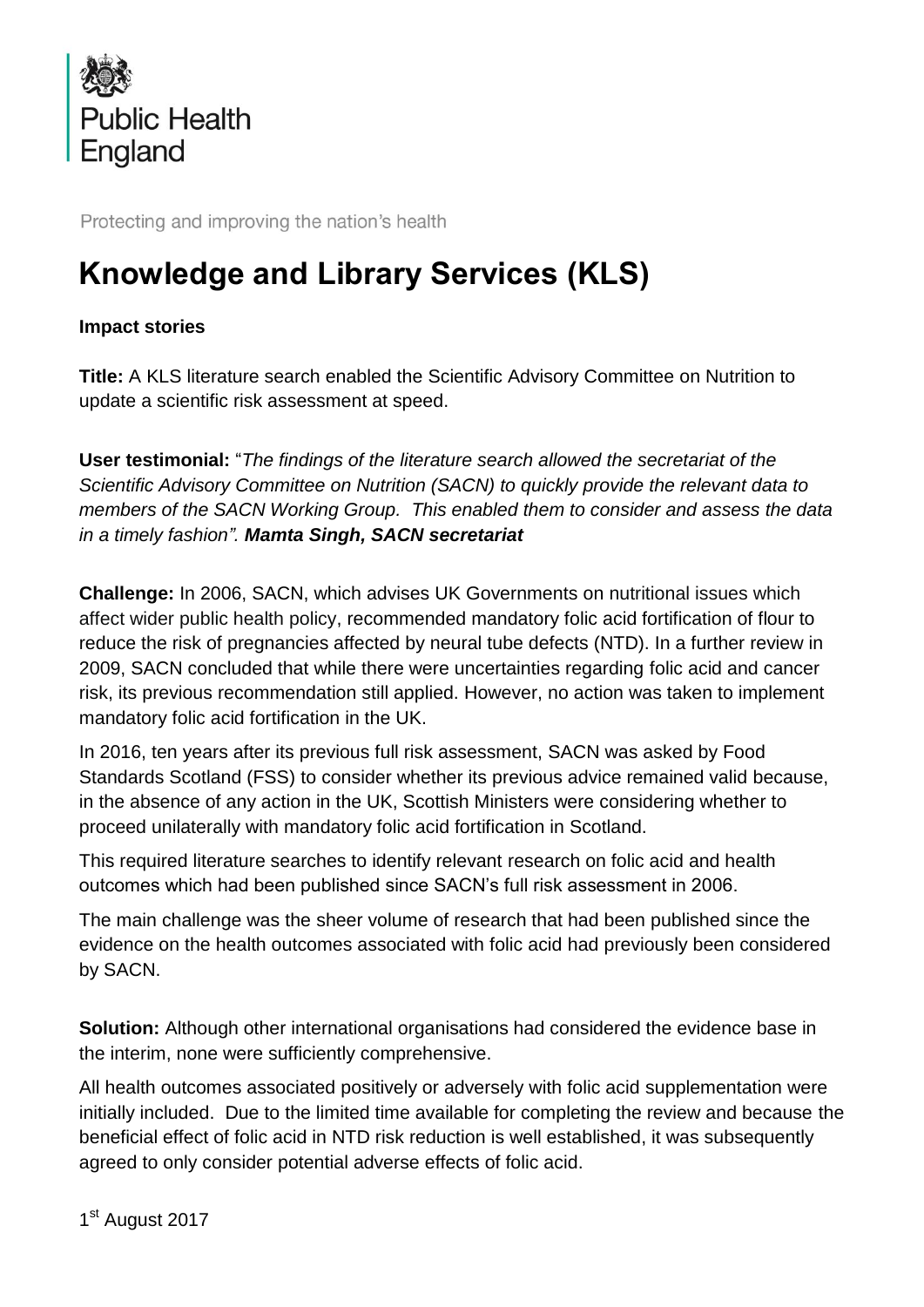Public Health England

Protecting and improving the nation's health

# Knowledge and Library Services (KLS)

**Impact stories**

**Title:** A KLS literature search enabled the Scientific Advisory Committee on Nutrition to update a scientific risk assessment at speed.

**User testimonial:** "*The findings of the literature search allowed the secretariat of the Scientific Advisory Committee on Nutrition (SACN) to quickly provide the relevant data to members of the SACN Working Group. This enabled them to consider and assess the data in a timely fashion". **Mamta Singh, SACN secretariat***

**Challenge:** In 2006, SACN, which advises UK Governments on nutritional issues which affect wider public health policy, recommended mandatory folic acid fortification of flour to reduce the risk of pregnancies affected by neural tube defects (NTD). In a further review in 2009, SACN concluded that while there were uncertainties regarding folic acid and cancer risk, its previous recommendation still applied. However, no action was taken to implement mandatory folic acid fortification in the UK.

In 2016, ten years after its previous full risk assessment, SACN was asked by Food Standards Scotland (FSS) to consider whether its previous advice remained valid because, in the absence of any action in the UK, Scottish Ministers were considering whether to proceed unilaterally with mandatory folic acid fortification in Scotland.

This required literature searches to identify relevant research on folic acid and health outcomes which had been published since SACN's full risk assessment in 2006.

The main challenge was the sheer volume of research that had been published since the evidence on the health outcomes associated with folic acid had previously been considered by SACN.

**Solution:** Although other international organisations had considered the evidence base in the interim, none were sufficiently comprehensive.

All health outcomes associated positively or adversely with folic acid supplementation were initially included. Due to the limited time available for completing the review and because the beneficial effect of folic acid in NTD risk reduction is well established, it was subsequently agreed to only consider potential adverse effects of folic acid.

1st August 2017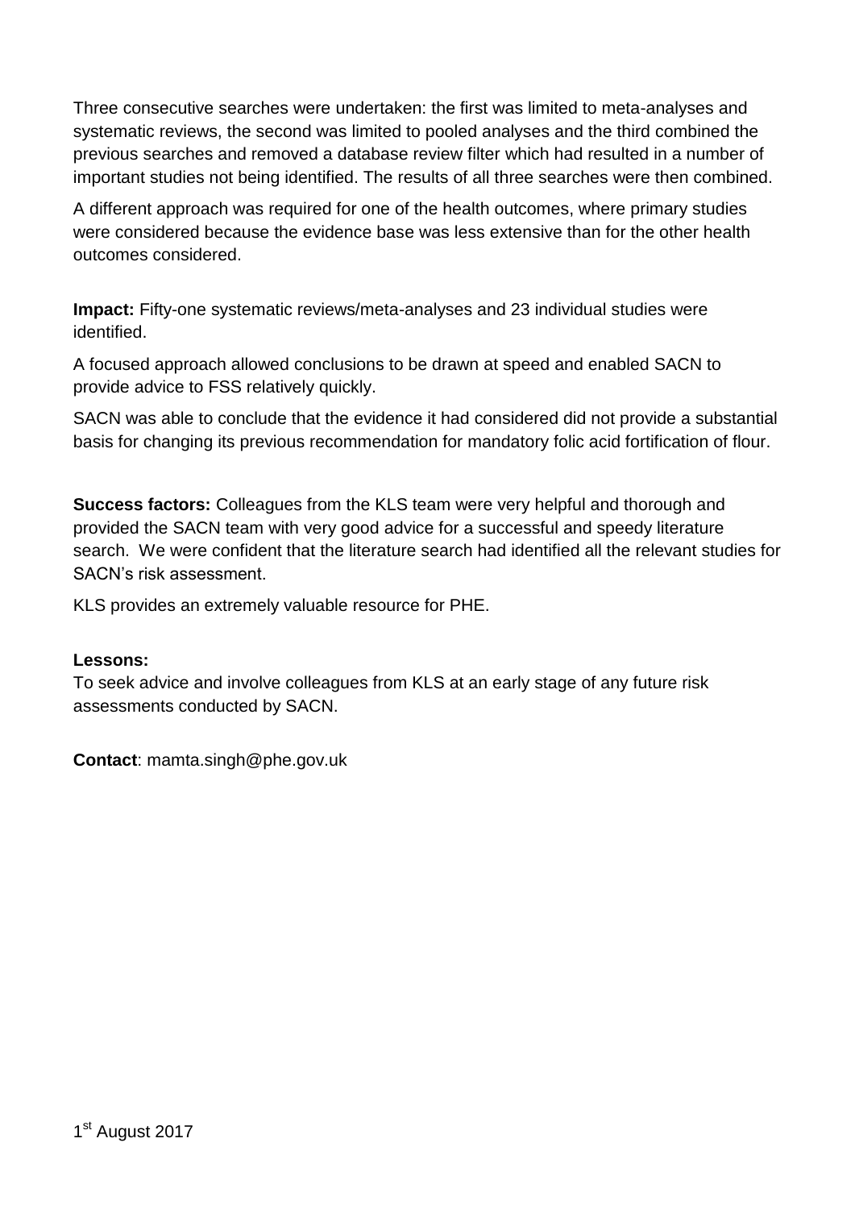Three consecutive searches were undertaken: the first was limited to meta-analyses and systematic reviews, the second was limited to pooled analyses and the third combined the previous searches and removed a database review filter which had resulted in a number of important studies not being identified. The results of all three searches were then combined.

A different approach was required for one of the health outcomes, where primary studies were considered because the evidence base was less extensive than for the other health outcomes considered.

**Impact:** Fifty-one systematic reviews/meta-analyses and 23 individual studies were identified.

A focused approach allowed conclusions to be drawn at speed and enabled SACN to provide advice to FSS relatively quickly.

SACN was able to conclude that the evidence it had considered did not provide a substantial basis for changing its previous recommendation for mandatory folic acid fortification of flour.

**Success factors:** Colleagues from the KLS team were very helpful and thorough and provided the SACN team with very good advice for a successful and speedy literature search. We were confident that the literature search had identified all the relevant studies for SACN's risk assessment.

KLS provides an extremely valuable resource for PHE.

**Lessons:**

To seek advice and involve colleagues from KLS at an early stage of any future risk assessments conducted by SACN.

**Contact**: mamta.singh@phe.gov.uk

1st August 2017